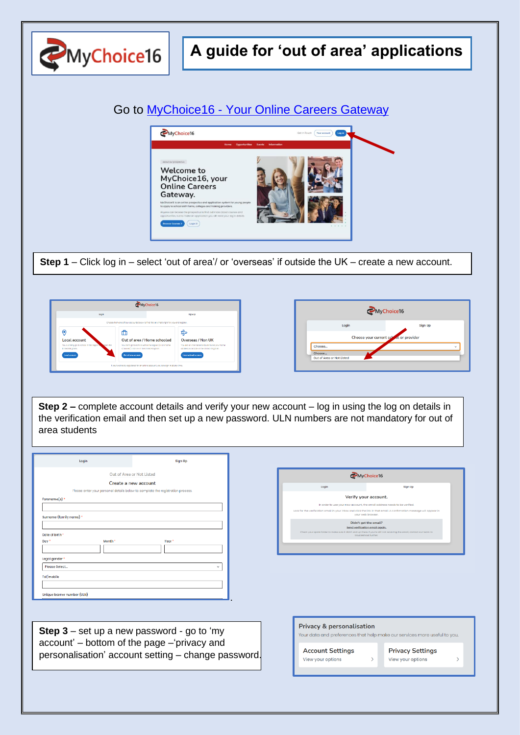MyChoice16

# A guide for 'out of area' applications

Go to [MyChoice16 - Your Online Careers Gateway]()

**Step 1** – Click log in – select 'out of area'/ or 'overseas' if outside the UK – create a new account.

**Step 2 –** complete account details and verify your new account – log in using the log on details in the verification email and then set up a new password. ULN numbers are not mandatory for out of area students

**Step 3** – set up a new password - go to 'my account' – bottom of the page –'privacy and personalisation' account setting – change password.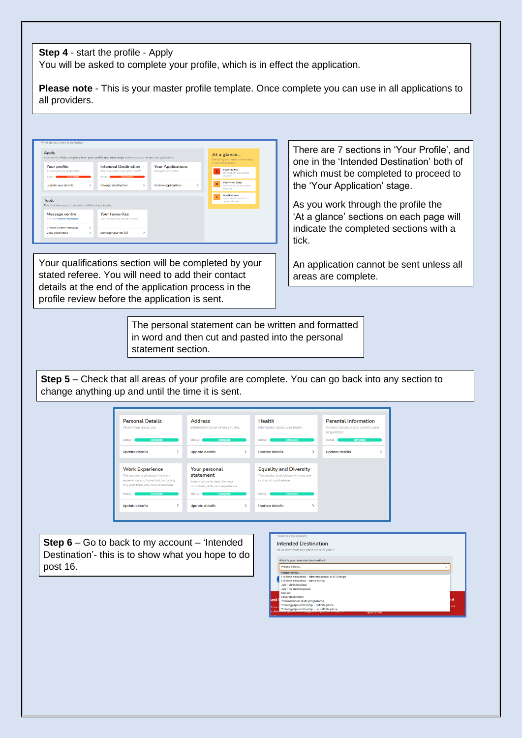**Step 4** - start the profile - Apply

You will be asked to complete your profile, which is in effect the application.

**Please note** - This is your master profile template. Once complete you can use in all applications to all providers.

There are 7 sections in 'Your Profile', and one in the 'Intended Destination' both of which must be completed to proceed to the 'Your Application' stage.

As you work through the profile the 'At a glance' sections on each page will indicate the completed sections with a tick.

An application cannot be sent unless all areas are complete.

Your qualifications section will be completed by your stated referee. You will need to add their contact details at the end of the application process in the profile review before the application is sent.

The personal statement can be written and formatted in word and then cut and pasted into the personal statement section.

**Step 5** – Check that all areas of your profile are complete. You can go back into any section to change anything up and until the time it is sent.

**Step 6** – Go to back to my account – 'Intended Destination'- this is to show what you hope to do post 16.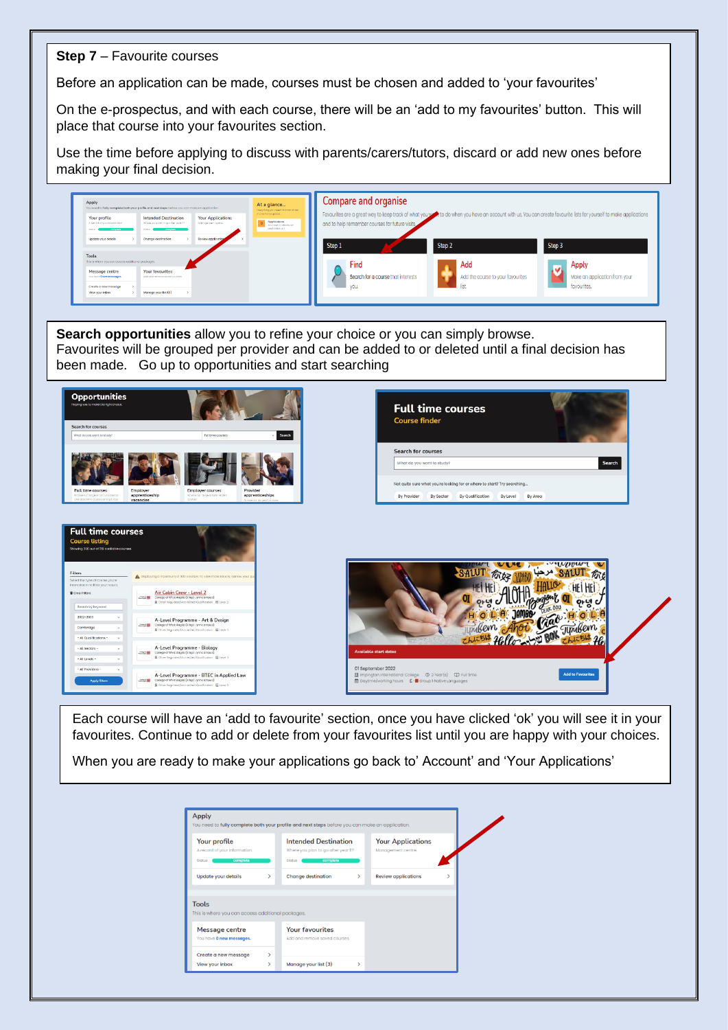**Step 7** – Favourite courses

Before an application can be made, courses must be chosen and added to 'your favourites'

On the e-prospectus, and with each course, there will be an 'add to my favourites' button. This will place that course into your favourites section.

Use the time before applying to discuss with parents/carers/tutors, discard or add new ones before making your final decision.

**Search opportunities** allow you to refine your choice or you can simply browse.
Favourites will be grouped per provider and can be added to or deleted until a final decision has been made. Go up to opportunities and start searching

Each course will have an 'add to favourite' section, once you have clicked 'ok' you will see it in your favourites. Continue to add or delete from your favourites list until you are happy with your choices.

When you are ready to make your applications go back to' Account' and 'Your Applications'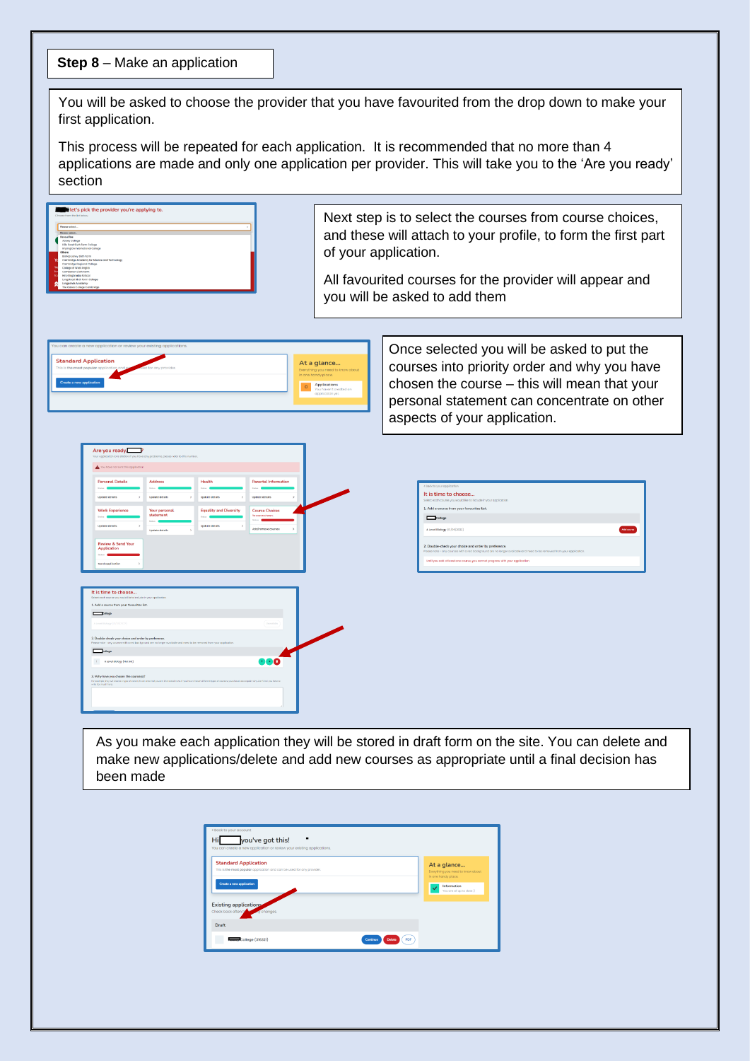**Step 8** – Make an application

You will be asked to choose the provider that you have favourited from the drop down to make your first application.

This process will be repeated for each application. It is recommended that no more than 4 applications are made and only one application per provider. This will take you to the 'Are you ready' section

Next step is to select the courses from course choices, and these will attach to your profile, to form the first part of your application.

All favourited courses for the provider will appear and you will be asked to add them

Once selected you will be asked to put the courses into priority order and why you have chosen the course – this will mean that your personal statement can concentrate on other aspects of your application.

As you make each application they will be stored in draft form on the site. You can delete and make new applications/delete and add new courses as appropriate until a final decision has been made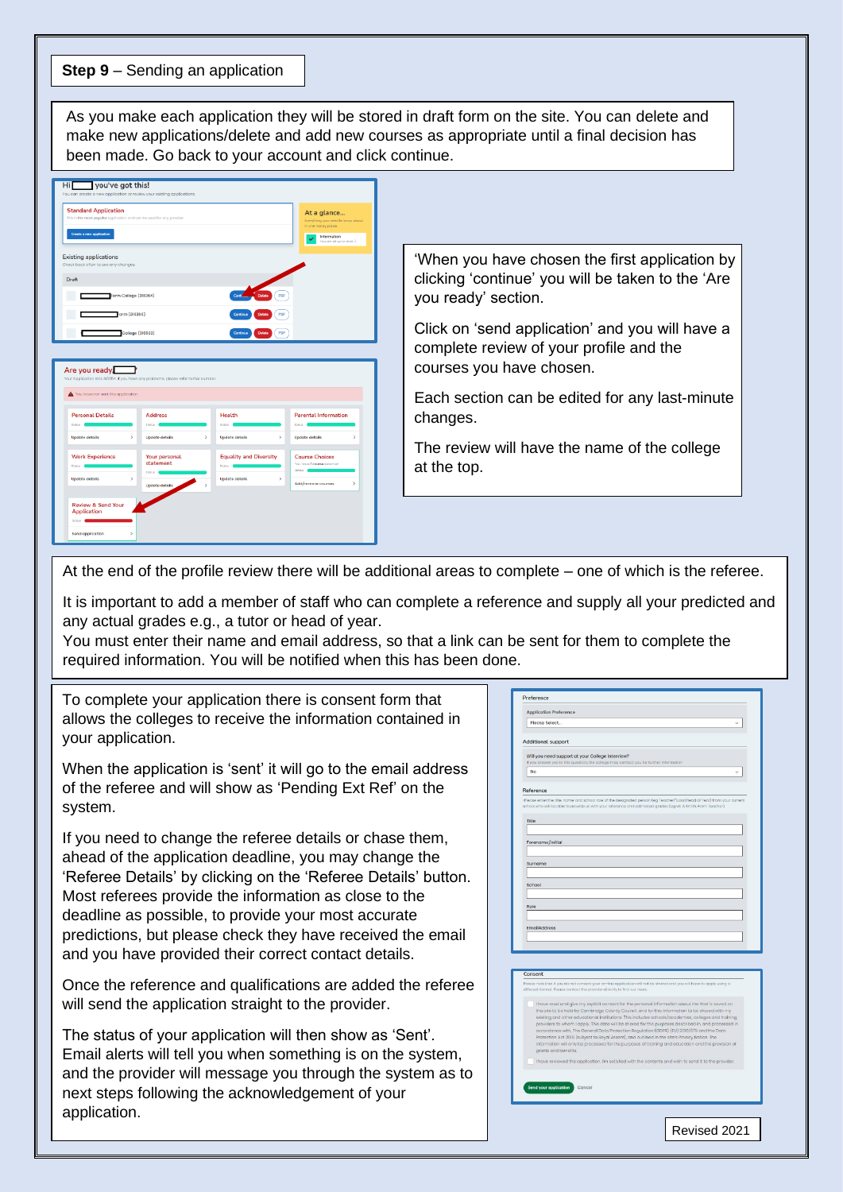**Step 9** – Sending an application

As you make each application they will be stored in draft form on the site. You can delete and make new applications/delete and add new courses as appropriate until a final decision has been made. Go back to your account and click continue.

'When you have chosen the first application by clicking 'continue' you will be taken to the 'Are you ready' section.

Click on 'send application' and you will have a complete review of your profile and the courses you have chosen.

Each section can be edited for any last-minute changes.

The review will have the name of the college at the top.

At the end of the profile review there will be additional areas to complete – one of which is the referee.

It is important to add a member of staff who can complete a reference and supply all your predicted and any actual grades e.g., a tutor or head of year.
You must enter their name and email address, so that a link can be sent for them to complete the required information. You will be notified when this has been done.

To complete your application there is consent form that allows the colleges to receive the information contained in your application.

When the application is 'sent' it will go to the email address of the referee and will show as 'Pending Ext Ref' on the system.

If you need to change the referee details or chase them, ahead of the application deadline, you may change the 'Referee Details' by clicking on the 'Referee Details' button. Most referees provide the information as close to the deadline as possible, to provide your most accurate predictions, but please check they have received the email and you have provided their correct contact details.

Once the reference and qualifications are added the referee will send the application straight to the provider.

The status of your application will then show as 'Sent'. Email alerts will tell you when something is on the system, and the provider will message you through the system as to next steps following the acknowledgement of your application.

Revised 2021